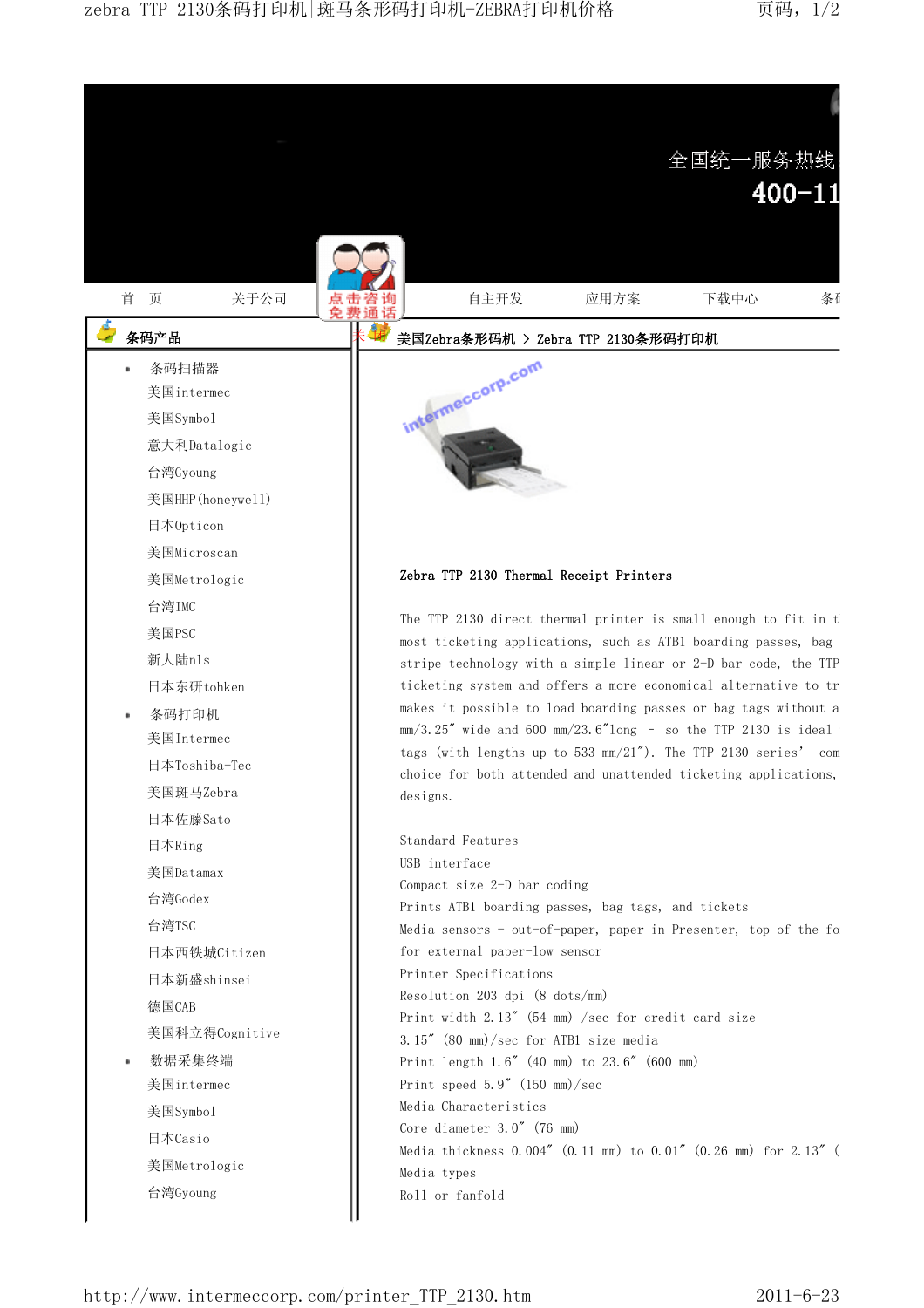全国统一服务热线
400-11

首 页 关于公司 点击咨询 免费通话 自主开发 应用方案 下载中心 条码

**条码产品**

- 条码扫描器
  - 美国intermec
  - 美国Symbol
  - 意大利Datalogic
  - 台湾Gyoung
  - 美国HHP(honeywell)
  - 日本Opticon
  - 美国Microscan
  - 美国Metrologic
  - 台湾IMC
  - 美国PSC
  - 新大陆nls
  - 日本东研tohken
- 条码打印机
  - 美国Intermec
  - 日本Toshiba-Tec
  - 美国斑马Zebra
  - 日本佐藤Sato
  - 日本Ring
  - 美国Datamax
  - 台湾Godex
  - 台湾TSC
  - 日本西铁城Citizen
  - 日本新盛shinsei
  - 德国CAB
  - 美国科立得Cognitive
- 数据采集终端
  - 美国intermec
  - 美国Symbol
  - 日本Casio
  - 美国Metrologic
  - 台湾Gyoung

**美国Zebra条形码机 > Zebra TTP 2130条形码打印机**

intermeccorp.com

**Zebra TTP 2130 Thermal Receipt Printers**

The TTP 2130 direct thermal printer is small enough to fit in t most ticketing applications, such as ATB1 boarding passes, bag stripe technology with a simple linear or 2-D bar code, the TTP ticketing system and offers a more economical alternative to tr makes it possible to load boarding passes or bag tags without a mm/3.25″ wide and 600 mm/23.6″long - so the TTP 2130 is ideal tags (with lengths up to 533 mm/21″). The TTP 2130 series' com choice for both attended and unattended ticketing applications, designs.

Standard Features
USB interface
Compact size 2-D bar coding
Prints ATB1 boarding passes, bag tags, and tickets
Media sensors - out-of-paper, paper in Presenter, top of the fo for external paper-low sensor
Printer Specifications
Resolution 203 dpi (8 dots/mm)
Print width 2.13″ (54 mm) /sec for credit card size
3.15″ (80 mm)/sec for ATB1 size media
Print length 1.6″ (40 mm) to 23.6″ (600 mm)
Print speed 5.9″ (150 mm)/sec
Media Characteristics
Core diameter 3.0″ (76 mm)
Media thickness 0.004″ (0.11 mm) to 0.01″ (0.26 mm) for 2.13″ (
Media types
Roll or fanfold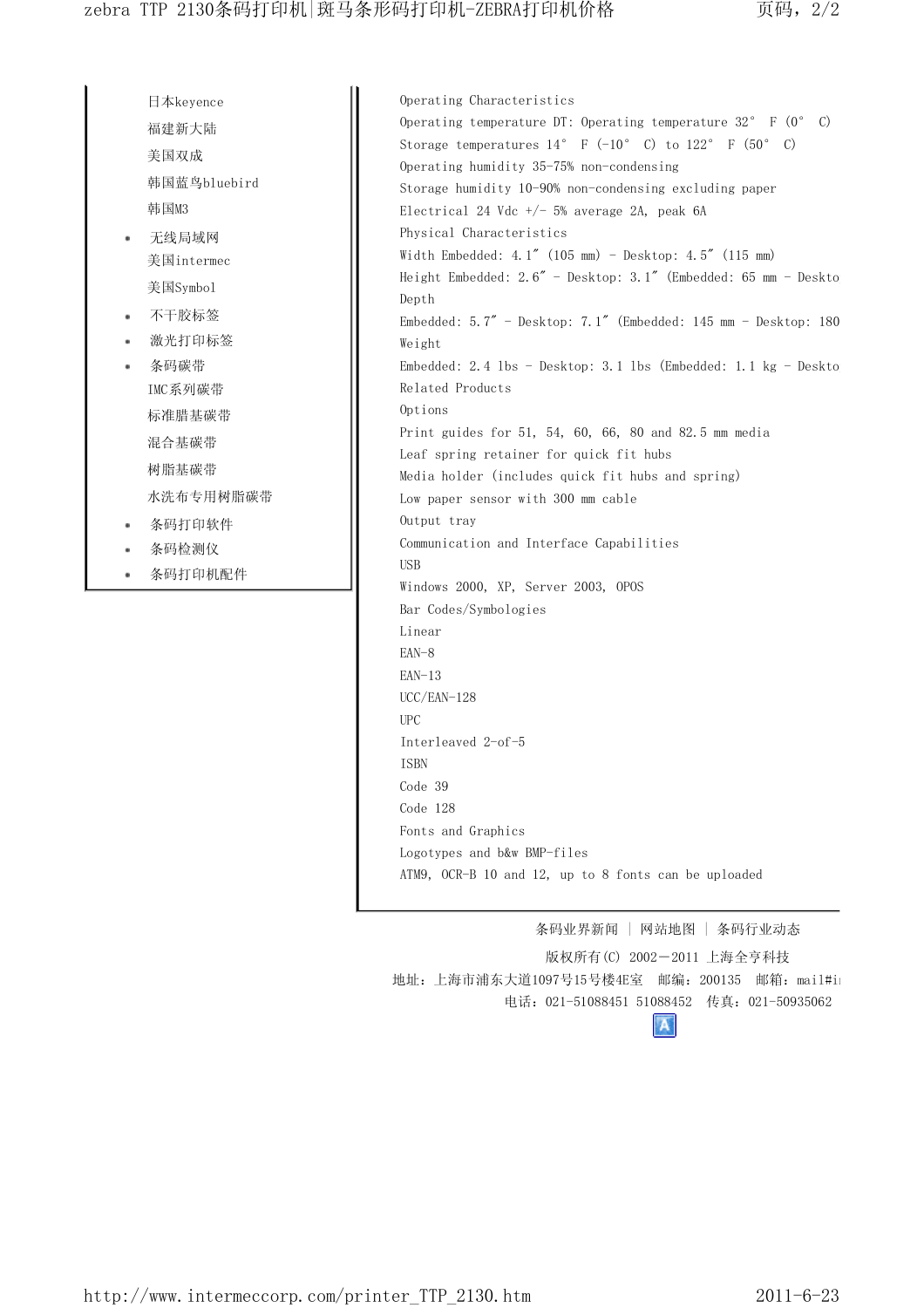- 日本keyence
- 福建新大陆
- 美国双成
- 韩国蓝鸟bluebird
- 韩国M3

- 无线局域网
  - 美国intermec
  - 美国Symbol
- 不干胶标签
- 激光打印标签
- 条码碳带
  - IMC系列碳带
  - 标准腊基碳带
  - 混合基碳带
  - 树脂基碳带
  - 水洗布专用树脂碳带
- 条码打印软件
- 条码检测仪
- 条码打印机配件

Operating Characteristics

Operating temperature DT: Operating temperature 32° F (0° C)

Storage temperatures 14° F (-10° C) to 122° F (50° C)

Operating humidity 35-75% non-condensing

Storage humidity 10-90% non-condensing excluding paper

Electrical 24 Vdc +/- 5% average 2A, peak 6A

Physical Characteristics

Width Embedded: 4.1″ (105 mm) - Desktop: 4.5″ (115 mm)

Height Embedded: 2.6″ - Desktop: 3.1″ (Embedded: 65 mm - Deskto

Depth

Embedded: 5.7″ - Desktop: 7.1″ (Embedded: 145 mm - Desktop: 180

Weight

Embedded: 2.4 lbs - Desktop: 3.1 lbs (Embedded: 1.1 kg - Deskto

Related Products

Options

Print guides for 51, 54, 60, 66, 80 and 82.5 mm media

Leaf spring retainer for quick fit hubs

Media holder (includes quick fit hubs and spring)

Low paper sensor with 300 mm cable

Output tray

Communication and Interface Capabilities

USB

Windows 2000, XP, Server 2003, OPOS

Bar Codes/Symbologies

Linear

EAN-8

EAN-13

UCC/EAN-128

UPC

Interleaved 2-of-5

ISBN

Code 39

Code 128

Fonts and Graphics

Logotypes and b&w BMP-files

ATM9, OCR-B 10 and 12, up to 8 fonts can be uploaded

条码业界新闻 | 网站地图 | 条码行业动态

版权所有(C) 2002－2011 上海全亨科技

地址：上海市浦东大道1097号15号楼4E室　邮编：200135　邮箱：mail#i

电话：021-51088451 51088452　传真：021-50935062